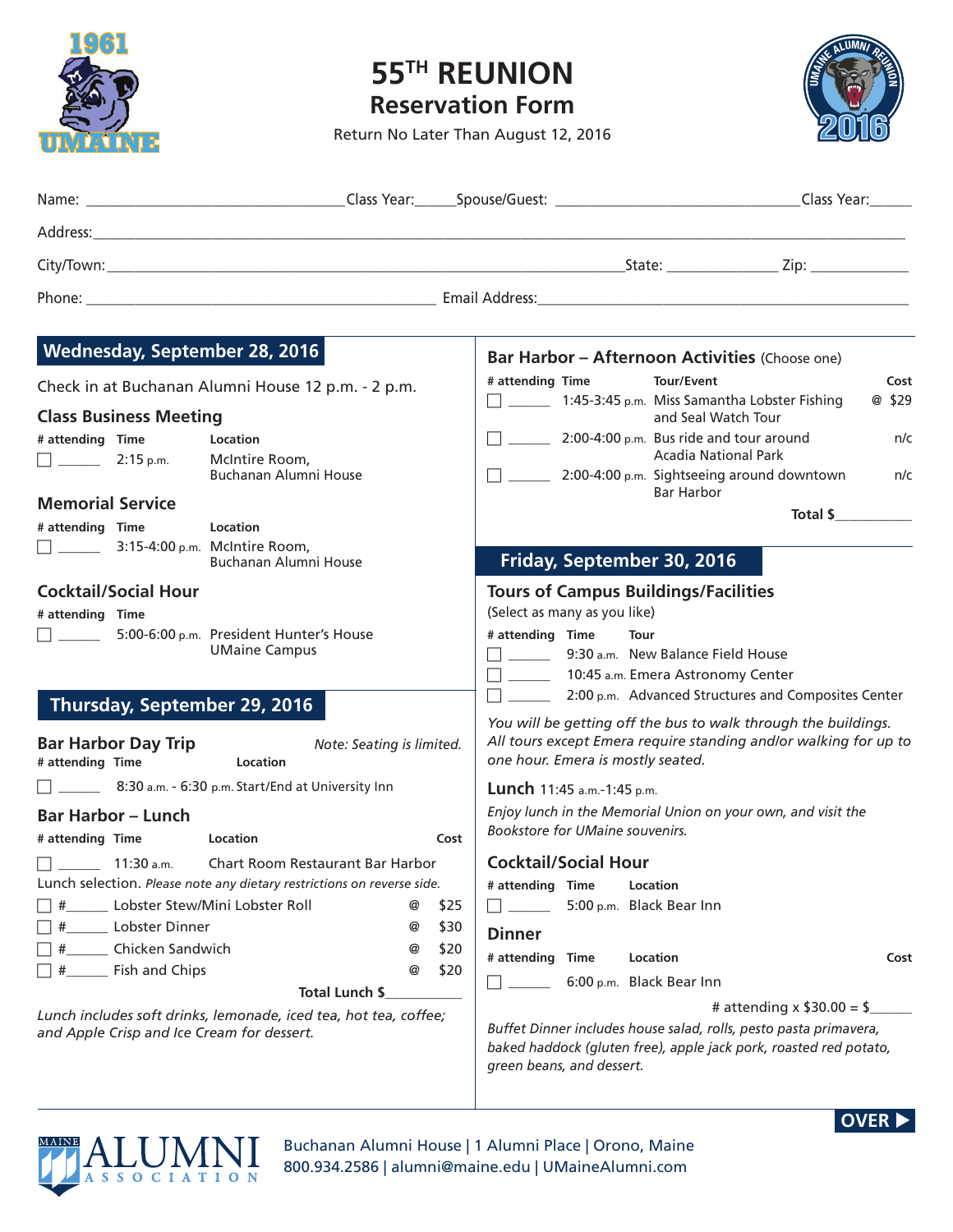# 55TH REUNION

## Reservation Form

Return No Later Than August 12, 2016

Name: ______________________________ Class Year:_____ Spouse/Guest: ______________________________ Class Year:_____

Address: ____________________________________________________________________________

City/Town: ______________________________________________ State: ______________ Zip: ____________

Phone: ____________________________________ Email Address: ____________________________________

## Wednesday, September 28, 2016

Check in at Buchanan Alumni House 12 p.m. - 2 p.m.

### Class Business Meeting

| # attending | Time | Location |
|---|---|---|
| ☐ ______ | 2:15 p.m. | McIntire Room, Buchanan Alumni House |

### Memorial Service

| # attending | Time | Location |
|---|---|---|
| ☐ ______ | 3:15-4:00 p.m. | McIntire Room, Buchanan Alumni House |

### Cocktail/Social Hour

| # attending | Time | |
|---|---|---|
| ☐ ______ | 5:00-6:00 p.m. | President Hunter's House UMaine Campus |

## Thursday, September 29, 2016

### Bar Harbor Day Trip

*Note: Seating is limited.*

| # attending | Time | Location |
|---|---|---|
| ☐ ______ | 8:30 a.m. - 6:30 p.m. | Start/End at University Inn |

### Bar Harbor – Lunch

| # attending | Time | Location | Cost |
|---|---|---|---|
| ☐ ______ | 11:30 a.m. | Chart Room Restaurant Bar Harbor | |

Lunch selection. *Please note any dietary restrictions on reverse side.*

| | | Cost |
|---|---|---|
| ☐ #______ | Lobster Stew/Mini Lobster Roll | @ $25 |
| ☐ #______ | Lobster Dinner | @ $30 |
| ☐ #______ | Chicken Sandwich | @ $20 |
| ☐ #______ | Fish and Chips | @ $20 |

Total Lunch $__________

*Lunch includes soft drinks, lemonade, iced tea, hot tea, coffee; and Apple Crisp and Ice Cream for dessert.*

### Bar Harbor – Afternoon Activities (Choose one)

| # attending | Time | Tour/Event | Cost |
|---|---|---|---|
| ☐ ______ | 1:45-3:45 p.m. | Miss Samantha Lobster Fishing and Seal Watch Tour | @ $29 |
| ☐ ______ | 2:00-4:00 p.m. | Bus ride and tour around Acadia National Park | n/c |
| ☐ ______ | 2:00-4:00 p.m. | Sightseeing around downtown Bar Harbor | n/c |

Total $__________

## Friday, September 30, 2016

### Tours of Campus Buildings/Facilities

(Select as many as you like)

| # attending | Time | Tour |
|---|---|---|
| ☐ ______ | 9:30 a.m. | New Balance Field House |
| ☐ ______ | 10:45 a.m. | Emera Astronomy Center |
| ☐ ______ | 2:00 p.m. | Advanced Structures and Composites Center |

*You will be getting off the bus to walk through the buildings. All tours except Emera require standing and/or walking for up to one hour. Emera is mostly seated.*

### Lunch 11:45 a.m.-1:45 p.m.

*Enjoy lunch in the Memorial Union on your own, and visit the Bookstore for UMaine souvenirs.*

### Cocktail/Social Hour

| # attending | Time | Location |
|---|---|---|
| ☐ ______ | 5:00 p.m. | Black Bear Inn |

### Dinner

| # attending | Time | Location | Cost |
|---|---|---|---|
| ☐ ______ | 6:00 p.m. | Black Bear Inn | |

# attending x $30.00 = $______

*Buffet Dinner includes house salad, rolls, pesto pasta primavera, baked haddock (gluten free), apple jack pork, roasted red potato, green beans, and dessert.*

**OVER ▶**

MAINE ALUMNI ASSOCIATION

Buchanan Alumni House | 1 Alumni Place | Orono, Maine
800.934.2586 | alumni@maine.edu | UMaineAlumni.com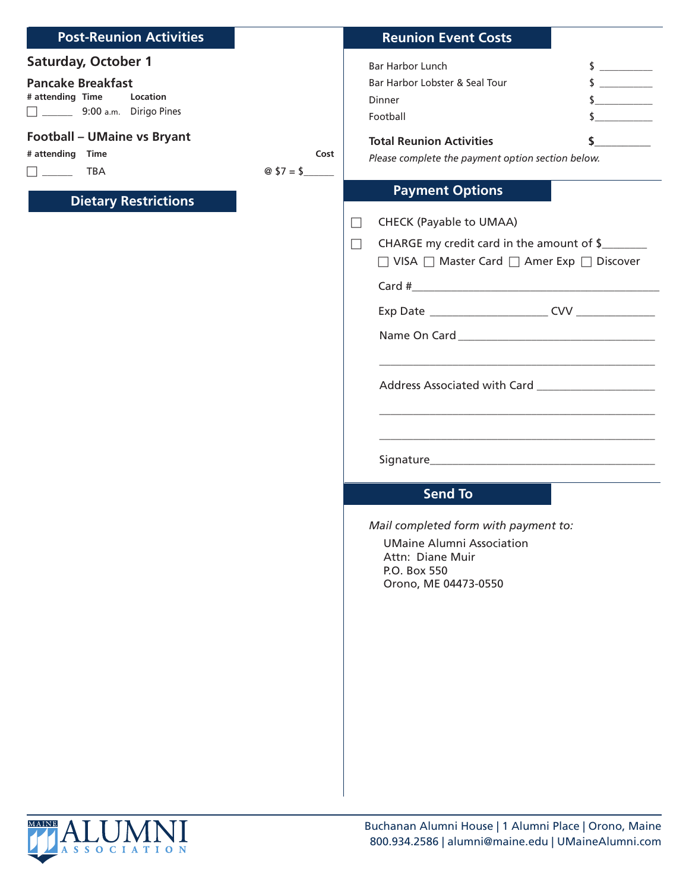## Post-Reunion Activities

### Saturday, October 1

**Pancake Breakfast**

| # attending | Time | Location |
|---|---|---|
| ☐ ______ | 9:00 a.m. | Dirigo Pines |

**Football – UMaine vs Bryant**

| # attending | Time | Cost |
|---|---|---|
| ☐ ______ | TBA | @ $7 = $______ |

## Dietary Restrictions

## Reunion Event Costs

| | |
|---|---|
| Bar Harbor Lunch | $ __________ |
| Bar Harbor Lobster & Seal Tour | $ __________ |
| Dinner | $__________ |
| Football | $__________ |
| **Total Reunion Activities** | **$**__________ |

*Please complete the payment option section below.*

## Payment Options

☐ CHECK (Payable to UMAA)

☐ CHARGE my credit card in the amount of $________

☐ VISA ☐ Master Card ☐ Amer Exp ☐ Discover

Card #_____________________________________________

Exp Date ____________________ CVV ______________

Name On Card ___________________________________

_____________________________________________

Address Associated with Card ____________________

_____________________________________________

_____________________________________________

Signature_______________________________________

## Send To

*Mail completed form with payment to:*

UMaine Alumni Association
Attn: Diane Muir
P.O. Box 550
Orono, ME 04473-0550

MAINE ALUMNI ASSOCIATION

Buchanan Alumni House | 1 Alumni Place | Orono, Maine
800.934.2586 | alumni@maine.edu | UMaineAlumni.com